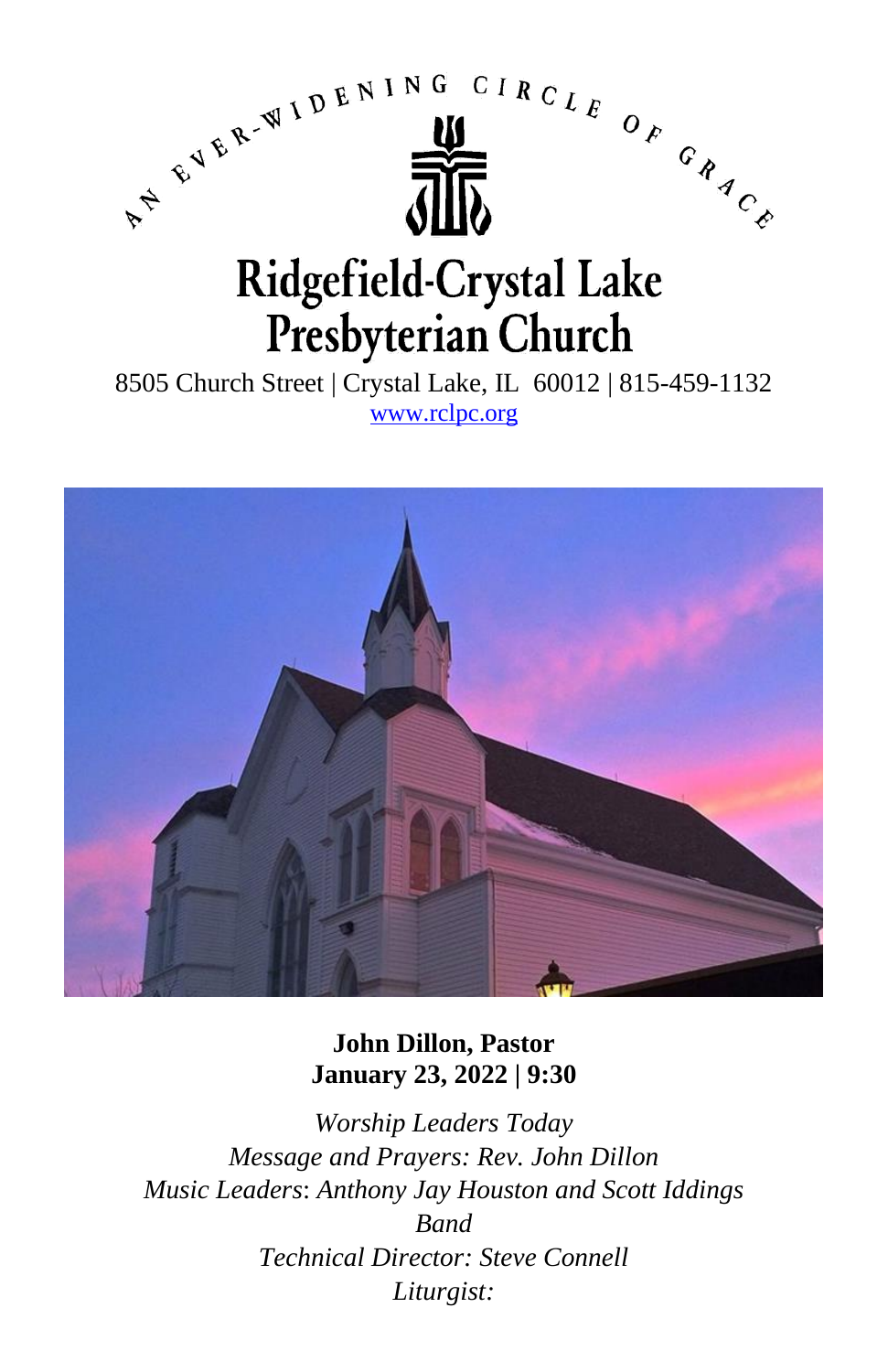AN EVER-WIDENING CIRCLE OF GRACE

# Ridgefield-Crystal Lake Presbyterian Church

8505 Church Street | Crystal Lake, IL 60012 | 815-459-1132
www.rclpc.org

**John Dillon, Pastor**
**January 23, 2022 | 9:30**

*Worship Leaders Today*
*Message and Prayers: Rev. John Dillon*
*Music Leaders: Anthony Jay Houston and Scott Iddings Band*
*Technical Director: Steve Connell*
*Liturgist:*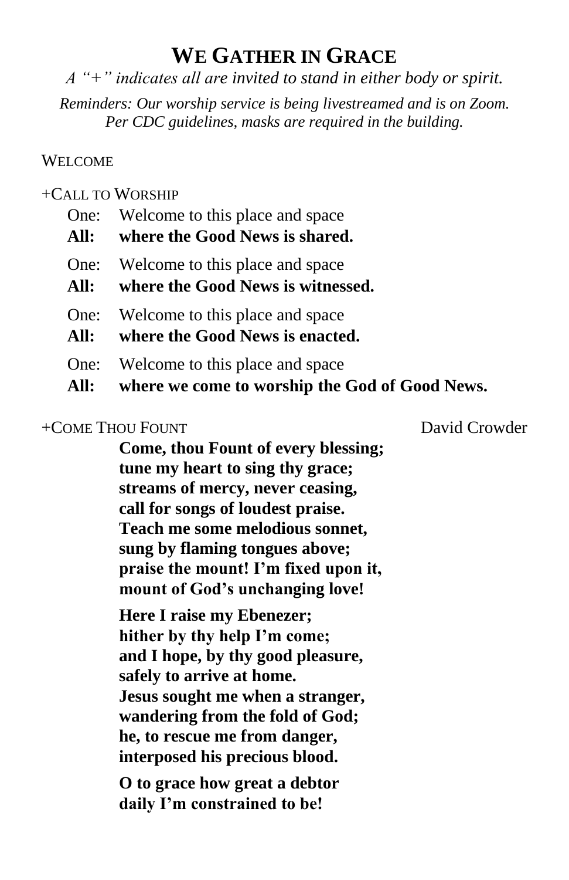# WE GATHER IN GRACE

*A "+" indicates all are invited to stand in either body or spirit.*

*Reminders: Our worship service is being livestreamed and is on Zoom. Per CDC guidelines, masks are required in the building.*

WELCOME

+CALL TO WORSHIP

One: Welcome to this place and space
**All: where the Good News is shared.**

One: Welcome to this place and space
**All: where the Good News is witnessed.**

One: Welcome to this place and space
**All: where the Good News is enacted.**

One: Welcome to this place and space
**All: where we come to worship the God of Good News.**

+COME THOU FOUNT — David Crowder

**Come, thou Fount of every blessing;
tune my heart to sing thy grace;
streams of mercy, never ceasing,
call for songs of loudest praise.
Teach me some melodious sonnet,
sung by flaming tongues above;
praise the mount! I'm fixed upon it,
mount of God's unchanging love!**

**Here I raise my Ebenezer;
hither by thy help I'm come;
and I hope, by thy good pleasure,
safely to arrive at home.
Jesus sought me when a stranger,
wandering from the fold of God;
he, to rescue me from danger,
interposed his precious blood.**

**O to grace how great a debtor
daily I'm constrained to be!**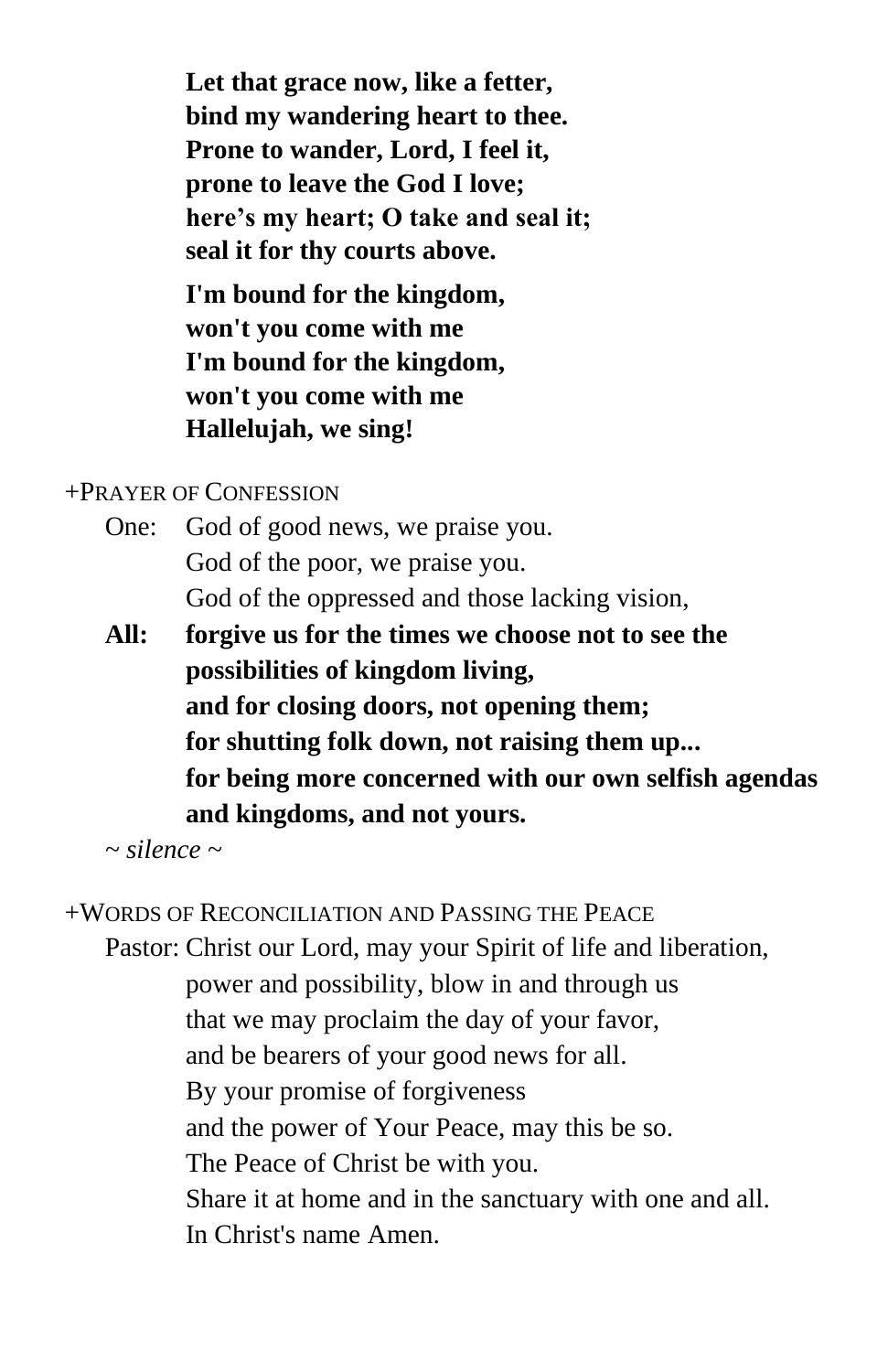**Let that grace now, like a fetter,**
**bind my wandering heart to thee.**
**Prone to wander, Lord, I feel it,**
**prone to leave the God I love;**
**here's my heart; O take and seal it;**
**seal it for thy courts above.**

**I'm bound for the kingdom,**
**won't you come with me**
**I'm bound for the kingdom,**
**won't you come with me**
**Hallelujah, we sing!**

+PRAYER OF CONFESSION

One: God of good news, we praise you.
God of the poor, we praise you.
God of the oppressed and those lacking vision,

**All: forgive us for the times we choose not to see the possibilities of kingdom living,**
**and for closing doors, not opening them;**
**for shutting folk down, not raising them up...**
**for being more concerned with our own selfish agendas and kingdoms, and not yours.**

*~ silence ~*

+WORDS OF RECONCILIATION AND PASSING THE PEACE

Pastor: Christ our Lord, may your Spirit of life and liberation,
power and possibility, blow in and through us
that we may proclaim the day of your favor,
and be bearers of your good news for all.
By your promise of forgiveness
and the power of Your Peace, may this be so.
The Peace of Christ be with you.
Share it at home and in the sanctuary with one and all.
In Christ's name Amen.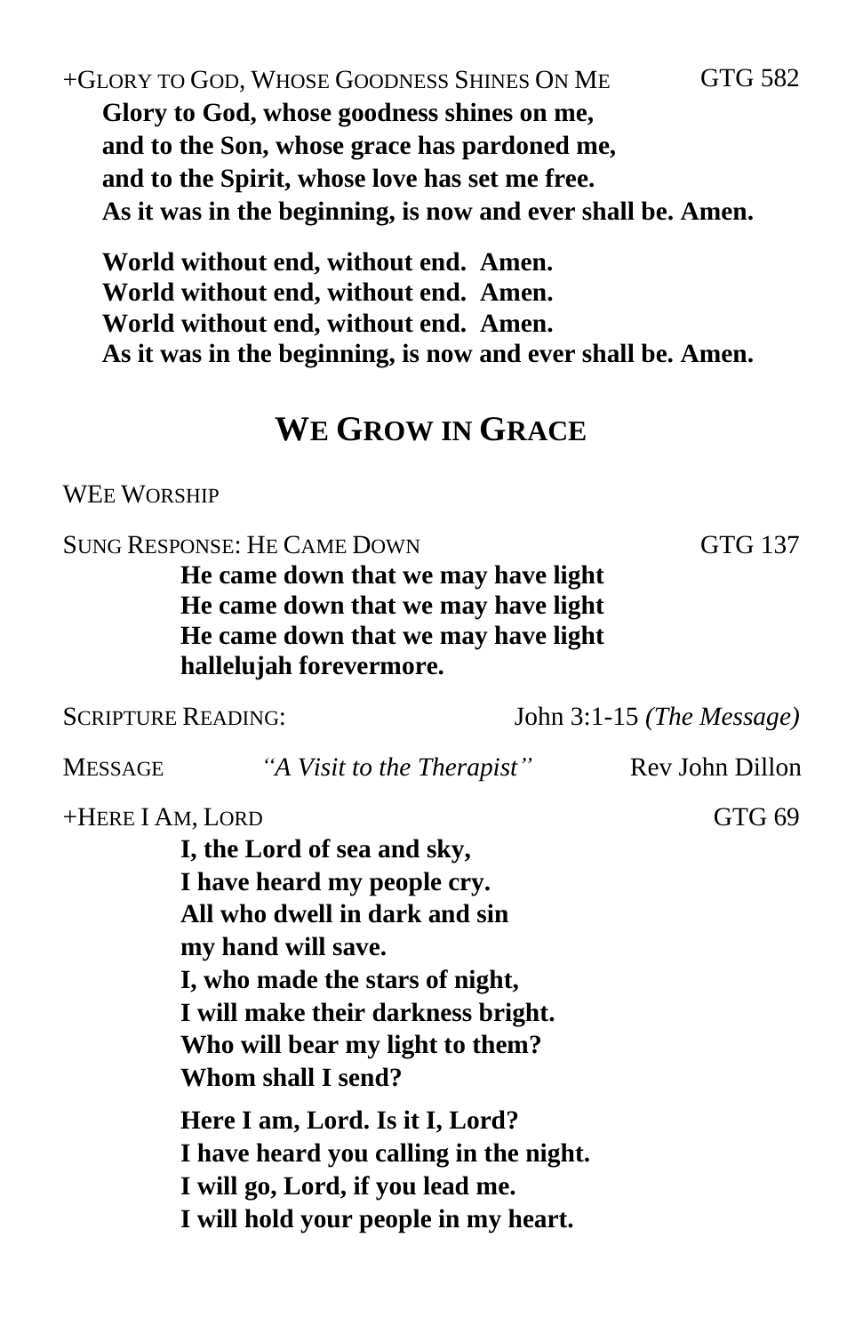+GLORY TO GOD, WHOSE GOODNESS SHINES ON ME GTG 582

**Glory to God, whose goodness shines on me,**
**and to the Son, whose grace has pardoned me,**
**and to the Spirit, whose love has set me free.**
**As it was in the beginning, is now and ever shall be. Amen.**

**World without end, without end. Amen.**
**World without end, without end. Amen.**
**World without end, without end. Amen.**
**As it was in the beginning, is now and ever shall be. Amen.**

## WE GROW IN GRACE

WEE WORSHIP

SUNG RESPONSE: HE CAME DOWN GTG 137

**He came down that we may have light**
**He came down that we may have light**
**He came down that we may have light**
**hallelujah forevermore.**

SCRIPTURE READING: John 3:1-15 *(The Message)*

MESSAGE *"A Visit to the Therapist"* Rev John Dillon

+HERE I AM, LORD GTG 69

**I, the Lord of sea and sky,**
**I have heard my people cry.**
**All who dwell in dark and sin**
**my hand will save.**
**I, who made the stars of night,**
**I will make their darkness bright.**
**Who will bear my light to them?**
**Whom shall I send?**

**Here I am, Lord. Is it I, Lord?**
**I have heard you calling in the night.**
**I will go, Lord, if you lead me.**
**I will hold your people in my heart.**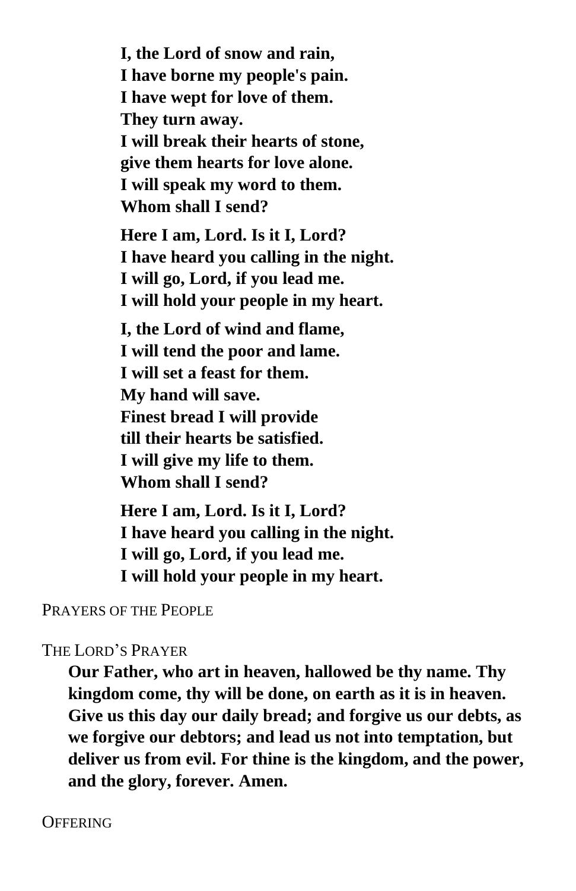**I, the Lord of snow and rain,**
**I have borne my people's pain.**
**I have wept for love of them.**
**They turn away.**
**I will break their hearts of stone,**
**give them hearts for love alone.**
**I will speak my word to them.**
**Whom shall I send?**

**Here I am, Lord. Is it I, Lord?**
**I have heard you calling in the night.**
**I will go, Lord, if you lead me.**
**I will hold your people in my heart.**

**I, the Lord of wind and flame,**
**I will tend the poor and lame.**
**I will set a feast for them.**
**My hand will save.**
**Finest bread I will provide**
**till their hearts be satisfied.**
**I will give my life to them.**
**Whom shall I send?**

**Here I am, Lord. Is it I, Lord?**
**I have heard you calling in the night.**
**I will go, Lord, if you lead me.**
**I will hold your people in my heart.**

PRAYERS OF THE PEOPLE

THE LORD'S PRAYER

**Our Father, who art in heaven, hallowed be thy name. Thy kingdom come, thy will be done, on earth as it is in heaven. Give us this day our daily bread; and forgive us our debts, as we forgive our debtors; and lead us not into temptation, but deliver us from evil. For thine is the kingdom, and the power, and the glory, forever. Amen.**

OFFERING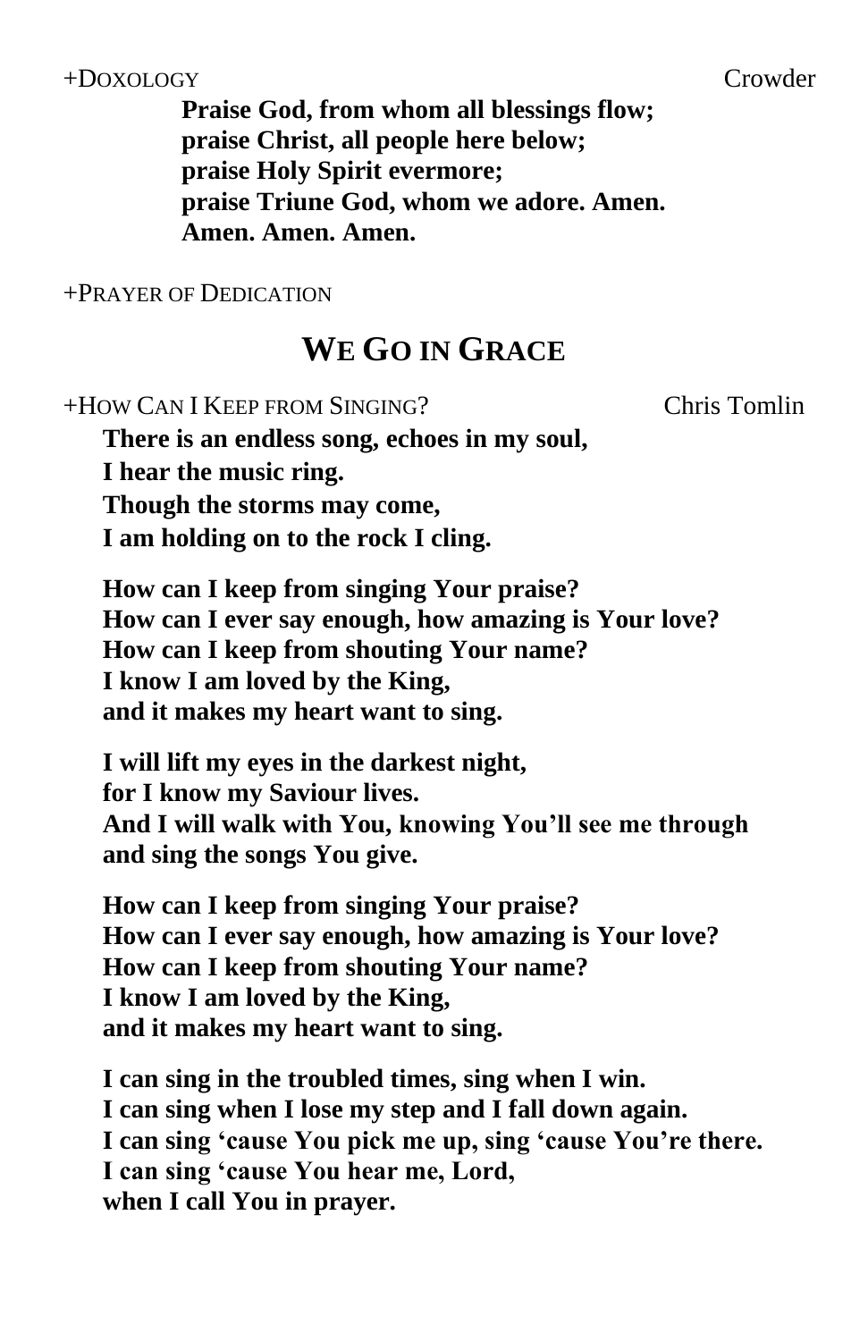+DOXOLOGY Crowder

**Praise God, from whom all blessings flow;**
**praise Christ, all people here below;**
**praise Holy Spirit evermore;**
**praise Triune God, whom we adore. Amen.**
**Amen. Amen. Amen.**

+PRAYER OF DEDICATION

## WE GO IN GRACE

+HOW CAN I KEEP FROM SINGING? Chris Tomlin

**There is an endless song, echoes in my soul,**
**I hear the music ring.**
**Though the storms may come,**
**I am holding on to the rock I cling.**

**How can I keep from singing Your praise?**
**How can I ever say enough, how amazing is Your love?**
**How can I keep from shouting Your name?**
**I know I am loved by the King,**
**and it makes my heart want to sing.**

**I will lift my eyes in the darkest night,**
**for I know my Saviour lives.**
**And I will walk with You, knowing You'll see me through**
**and sing the songs You give.**

**How can I keep from singing Your praise?**
**How can I ever say enough, how amazing is Your love?**
**How can I keep from shouting Your name?**
**I know I am loved by the King,**
**and it makes my heart want to sing.**

**I can sing in the troubled times, sing when I win.**
**I can sing when I lose my step and I fall down again.**
**I can sing 'cause You pick me up, sing 'cause You're there.**
**I can sing 'cause You hear me, Lord,**
**when I call You in prayer.**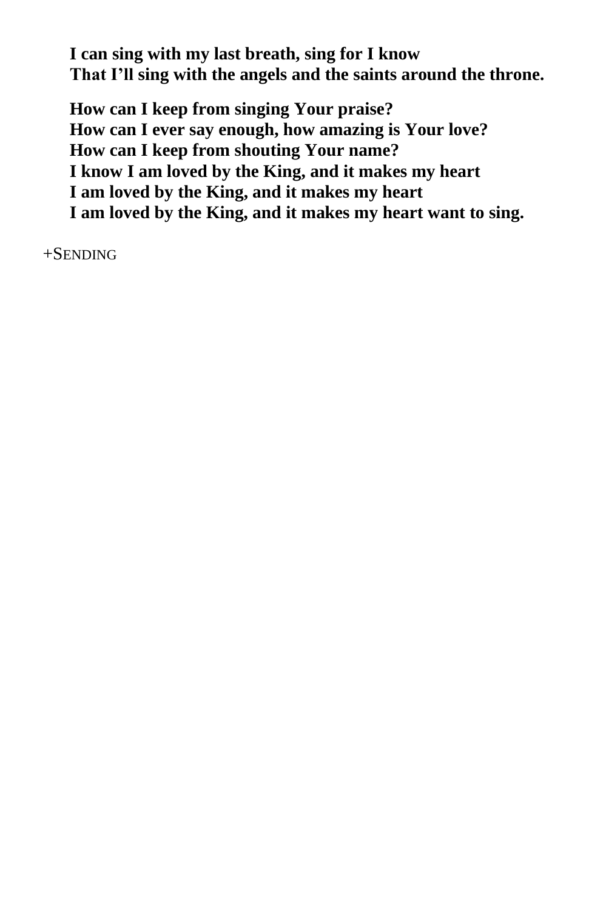**I can sing with my last breath, sing for I know**
**That I'll sing with the angels and the saints around the throne.**

**How can I keep from singing Your praise?**
**How can I ever say enough, how amazing is Your love?**
**How can I keep from shouting Your name?**
**I know I am loved by the King, and it makes my heart**
**I am loved by the King, and it makes my heart**
**I am loved by the King, and it makes my heart want to sing.**

+SENDING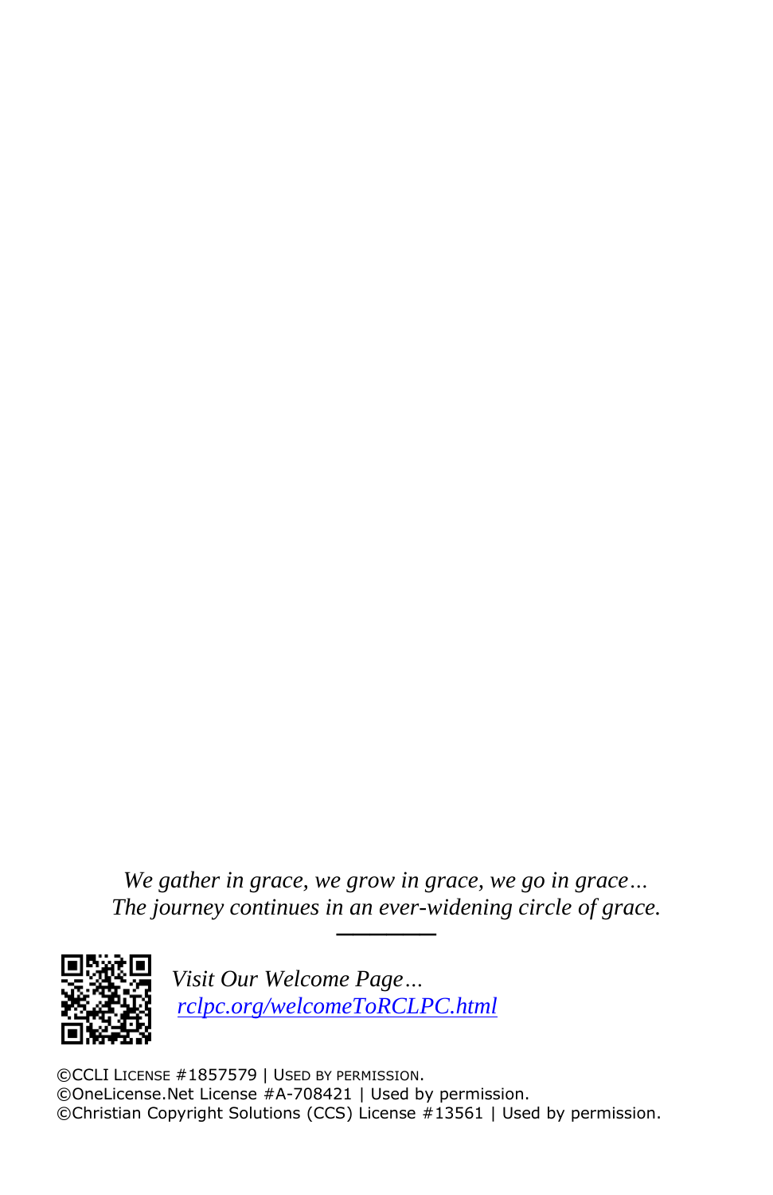*We gather in grace, we grow in grace, we go in grace…*
*The journey continues in an ever-widening circle of grace.*

---

*Visit Our Welcome Page…*
*rclpc.org/welcomeToRCLPC.html*

©CCLI License #1857579 | Used by permission.
©OneLicense.Net License #A-708421 | Used by permission.
©Christian Copyright Solutions (CCS) License #13561 | Used by permission.